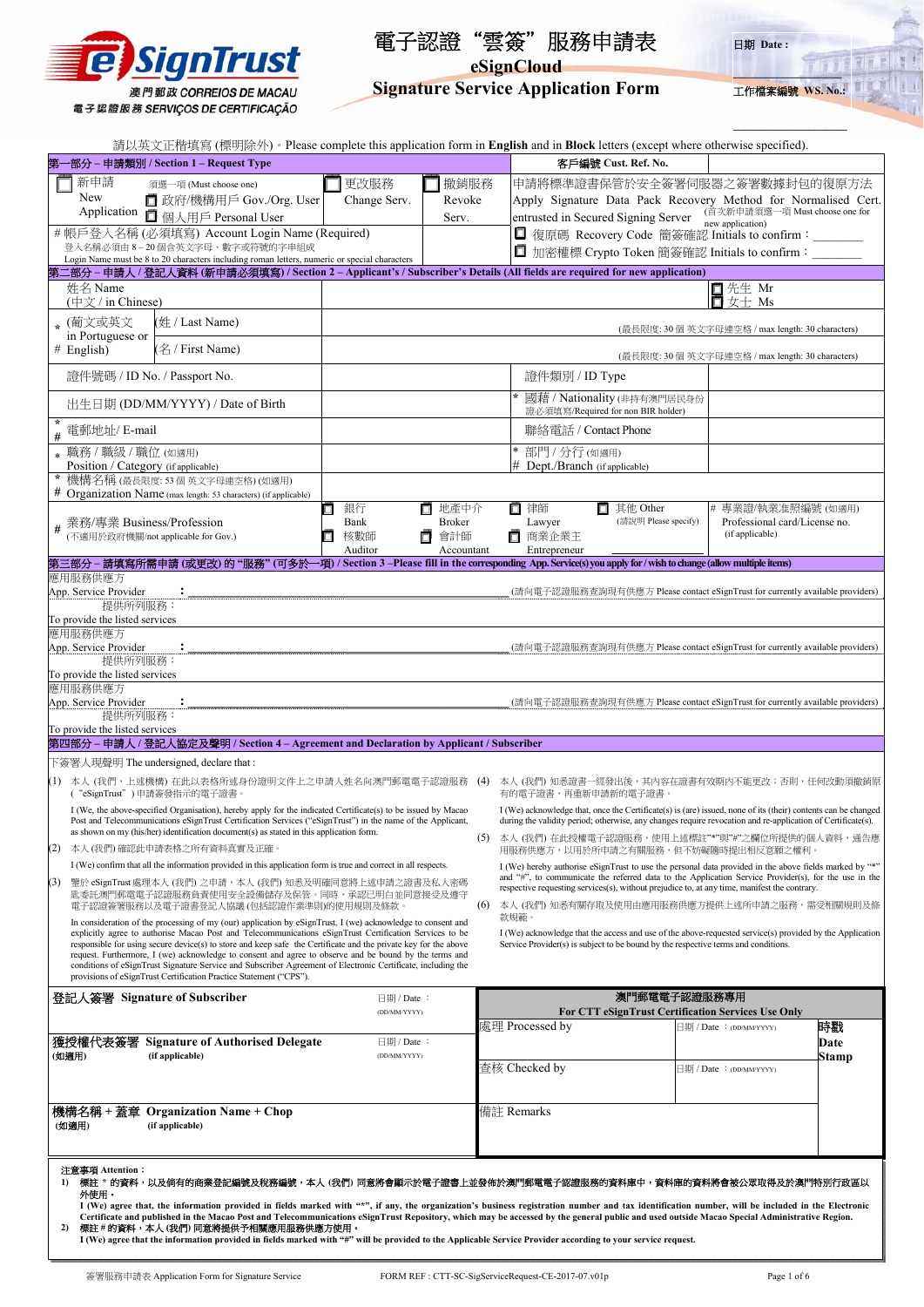eSignTrust
澳門郵政 CORREIOS DE MACAU
電子認證服務 SERVIÇOS DE CERTIFICAÇÃO

# 電子認證"雲簽"服務申請表
## eSignCloud
## Signature Service Application Form

日期 Date :

工作檔案編號 WS. No.:

請以英文正楷填寫 (標明除外)。Please complete this application form in **English** and in **Block** letters (except where otherwise specified).

**第一部分 – 申請類別 / Section 1 – Request Type**

客戶編號 Cust. Ref. No.

| 新申請 New Application 須選一項 (Must choose one) ☐ 政府/機構用戶 Gov./Org. User ☐ 個人用戶 Personal User | ☐ 更改服務 Change Serv. | ☐ 撤銷服務 Revoke Serv. | 申請將標準證書保管於安全簽署伺服器之簽署數據封包的復原方法 Apply Signature Data Pack Recovery Method for Normalised Cert. entrusted in Secured Signing Server (首次新申請須選一項 Must choose one for new application) |
|---|---|---|---|
| # 帳戶登入名稱 (必須填寫) Account Login Name (Required) 登入名稱必須由 8 – 20 個含英文字母、數字或符號的字串組成 Login Name must be 8 to 20 characters including roman letters, numeric or special characters | | | ☐ 復原碼 Recovery Code 簡簽確認 Initials to confirm：________ ☐ 加密權標 Crypto Token 簡簽確認 Initials to confirm：________ |

**第二部分 – 申請人 / 登記人資料 (新申請必須填寫) / Section 2 – Applicant's / Subscriber's Details (All fields are required for new application)**

| 姓名 Name (中文 / in Chinese) | | ☐ 先生 Mr ☐ 女士 Ms |
|---|---|---|
| * # (葡文或英文 in Portuguese or English) (姓 / Last Name) | (最長限度: 30 個 英文字母連空格 / max length: 30 characters) | |
| (名 / First Name) | (最長限度: 30 個 英文字母連空格 / max length: 30 characters) | |
| 證件號碼 / ID No. / Passport No. | | 證件類別 / ID Type |
| 出生日期 (DD/MM/YYYY) / Date of Birth | | * 國籍 / Nationality (非持有澳門居民身份證必須填寫/Required for non BIR holder) |
| * # 電郵地址/ E-mail | | 聯絡電話 / Contact Phone |
| * 職務 / 職級 / 職位 (如適用) Position / Category (if applicable) | | * # 部門 / 分行 (如適用) Dept./Branch (if applicable) |
| * # 機構名稱 (最長限度: 53 個 英文字母連空格) (如適用) Organization Name (max length: 53 characters) (if applicable) | | |
| # 業務/專業 Business/Profession (不適用於政府機關/not applicable for Gov.) | ☐ 銀行 Bank ☐ 地產中介 Broker ☐ 律師 Lawyer ☐ 其他 Other (請說明 Please specify) ☐ 核數師 Auditor ☐ 會計師 Accountant ☐ 商業企業主 Entrepreneur | # 專業證/執業准照編號 (如適用) Professional card/License no. (if applicable) |

**第三部分 – 請填寫所需申請 (或更改) 的 "服務" (可多於一項) / Section 3 – Please fill in the corresponding App. Service(s) you apply for / wish to change (allow multiple items)**

應用服務供應方 App. Service Provider : ______________________ (請向電子認證服務查詢現有供應方 Please contact eSignTrust for currently available providers)
提供所列服務： To provide the listed services

應用服務供應方 App. Service Provider : ______________________ (請向電子認證服務查詢現有供應方 Please contact eSignTrust for currently available providers)
提供所列服務： To provide the listed services

應用服務供應方 App. Service Provider : ______________________ (請向電子認證服務查詢現有供應方 Please contact eSignTrust for currently available providers)
提供所列服務： To provide the listed services

**第四部分 – 申請人 / 登記人協定及聲明 / Section 4 – Agreement and Declaration by Applicant / Subscriber**

下簽署人現聲明 The undersigned, declare that :

(1) 本人 (我們)，上述機構) 在此以表格所述身份證明文件上之申請人姓名向澳門郵電電子認證服務 ("eSignTrust") 申請簽發指示的電子證書。

I (We, the above-specified Organisation), hereby apply for the indicated Certificate(s) to be issued by Macao Post and Telecommunications eSignTrust Certification Services ("eSignTrust") in the name of the Applicant, as shown on my (his/her) identification document(s) as stated in this application form.

(2) 本人 (我們) 確認此申請表格之所有資料真實及正確。

I (We) confirm that all the information provided in this application form is true and correct in all respects.

(3) 鑒於 eSignTrust 處理本人 (我們) 之申請，本人 (我們) 知悉及明確同意將上述申請之證書及私人密碼匙委託澳門郵電電子認證服務負責使用安全設備儲存及保管。同時，承認已明白並同意接受及遵守電子認證簽署服務以及電子證書登記人協議 (包括認證作業準則)的使用規則及條款。

In consideration of the processing of my (our) application by eSignTrust, I (we) acknowledge to consent and explicitly agree to authorise Macao Post and Telecommunications eSignTrust Certification Services to be responsible for using secure device(s) to store and keep safe the Certificate and the private key for the above request. Furthermore, I (we) acknowledge to consent and agree to observe and be bound by the terms and conditions of eSignTrust Signature Service and Subscriber Agreement of Electronic Certificate, including the provisions of eSignTrust Certification Practice Statement ("CPS").

(4) 本人 (我們) 知悉證書一經發出後，其內容在證書有效期內不能更改；否則，任何改動須撤銷原有的電子證書，再重新申請新的電子證書。

I (We) acknowledge that, once the Certificate(s) is (are) issued, none of its (their) contents can be changed during the validity period; otherwise, any changes require revocation and re-application of Certificate(s).

(5) 本人 (我們) 在此授權電子認證服務，使用上述標註"*"與"#"之欄位所提供的個人資料，通告應用服務供應方，以用於所申請之有關服務，但不妨礙隨時提出相反意願之權利。

I (We) hereby authorise eSignTrust to use the personal data provided in the above fields marked by "*" and "#", to communicate the referred data to the Application Service Provider(s), for the use in the respective requesting services(s), without prejudice to, at any time, manifest the contrary.

(6) 本人 (我們) 知悉有關存取及使用由應用服務供應方提供上述所申請之服務，需受相關規則及條款規範。

I (We) acknowledge that the access and use of the above-requested service(s) provided by the Application Service Provider(s) is subject to be bound by the respective terms and conditions.

| 登記人簽署 Signature of Subscriber | 日期 / Date ： (DD/MM/YYYY) | 澳門郵電電子認證服務專用 For CTT eSignTrust Certification Services Use Only | | |
|---|---|---|---|---|
| | | 處理 Processed by | 日期 / Date ：(DD/MM/YYYY) | 時戳 Date Stamp |
| 獲授權代表簽署 Signature of Authorised Delegate (如適用) (if applicable) | 日期 / Date ： (DD/MM/YYYY) | 查核 Checked by | 日期 / Date ：(DD/MM/YYYY) | |
| 機構名稱 + 蓋章 Organization Name + Chop (如適用) (if applicable) | | 備註 Remarks | | |

**注意事項 Attention：**

1) **標註 * 的資料，以及倘有的商業登記編號及稅務編號，本人 (我們) 同意將會顯示於電子證書上並發佈於澳門郵電電子認證服務的資料庫中，資料庫的資料將會被公眾取得及於澳門特別行政區以外使用。**
**I (We) agree that, the information provided in fields marked with "*", if any, the organization's business registration number and tax identification number, will be included in the Electronic Certificate and published in the Macao Post and Telecommunications eSignTrust Repository, which may be accessed by the general public and used outside Macao Special Administrative Region.**

2) **標註 # 的資料，本人 (我們) 同意將提供予相關應用服務供應方使用。**
**I (We) agree that the information provided in fields marked with "#" will be provided to the Applicable Service Provider according to your service request.**

簽署服務申請表 Application Form for Signature Service　　FORM REF : CTT-SC-SigServiceRequest-CE-2017-07.v01p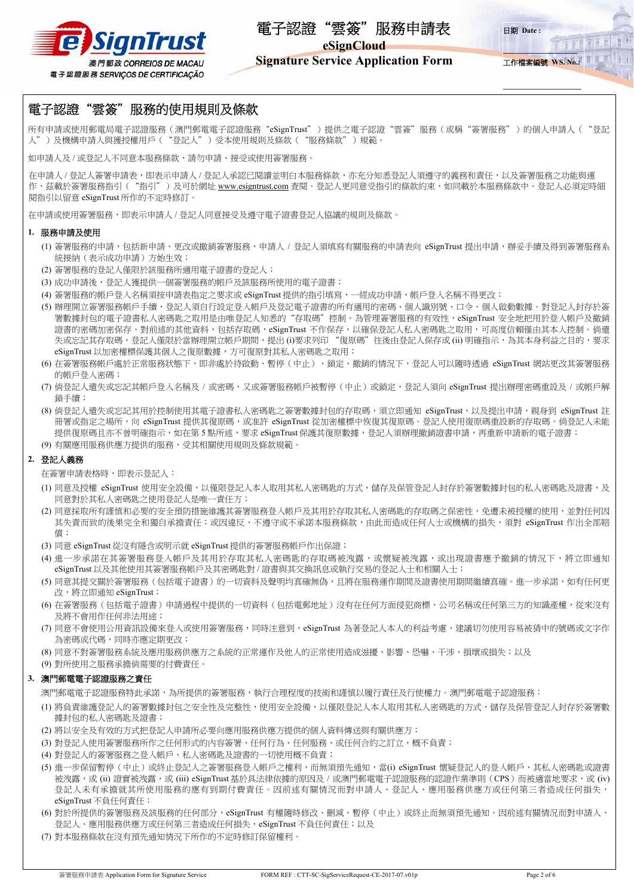# 電子認證“雲簽”服務申請表

**eSignCloud**

**Signature Service Application Form**

日期 Date :

工作檔案編號 WS. No.:

## 電子認證“雲簽”服務的使用規則及條款

所有申請或使用郵電局電子認證服務（澳門郵電電子認證服務“eSignTrust”）提供之電子認證“雲簽”服務（或稱“簽署服務”）的個人申請人（“登記人”）及機構申請人與獲授權用戶（“登記人”）受本使用規則及條款（“服務條款”）規範。

如申請人及 / 或登記人不同意本服務條款，請勿申請、接受或使用簽署服務。

在申請人 / 登記人簽署申請表，即表示申請人 / 登記人承認已閱讀並明白本服務條款，亦充分知悉登記人須遵守的義務和責任，以及簽署服務之功能與運作，茲載於簽署服務指引（“指引”）及可於網址 www.esigntrust.com 查閱。登記人更同意受指引的條款約束，如同載於本服務條款中。登記人必須定時細閱指引以留意 eSignTrust 所作的不定時修訂。

在申請或使用簽署服務，即表示申請人 / 登記人同意接受及遵守電子證書登記人協議的規則及條款。

**1. 服務申請及使用**

(1) 簽署服務的申請，包括新申請、更改或撤銷簽署服務，申請人 / 登記人須填寫有關服務的申請表向 eSignTrust 提出申請，辦妥手續及得到簽署服務系統接納（表示成功申請）方始生效；

(2) 簽署服務的登記人僅限於該服務所適用電子證書的登記人；

(3) 成功申請後，登記人獲提供一個簽署服務的帳戶及該服務所使用的電子證書；

(4) 簽署服務的帳戶登入名稱須按申請表指定之要求或 eSignTrust 提供的指引填寫，一經成功申請，帳戶登入名稱不得更改；

(5) 辦理開立簽署服務帳戶手續，登記人須自行設定登入帳戶及登記電子證書的所有適用的密碼、個人識別號、口令、個人啟動數據。對登記人封存於簽署數據封包的電子證書私人密碼匙之取用是由唯登記人知悉的“存取碼”控制。為管理簽署服務的有效性，eSignTrust 安全地把用於登入帳戶及數鎖證書的密碼加密保存。對前述的其他資料，包括存取碼，eSignTrust 不作保存，以確保登記人私人密碼匙之取用，可高度信賴僅由其本人控制。倘遺失或忘記其存取碼，登記人僅限於當辦理開立帳戶期間，提出 (i)要求列印“復原碼”往後由登記人保存或 (ii) 明確指示，為其本身利益之目的，要求 eSignTrust 以加密權杖保護其個人之復原數據，方可復原對其私人密碼匙之取用；

(6) 在簽署服務帳戶處於正常服務狀態下，即非處於待啟動、暫停（中止）、鎖定、撤銷的情況下，登記人可以隨時透過 eSignTrust 網站更改其簽署服務的帳戶登入密碼；

(7) 倘登記人遺失或忘記其帳戶登入名稱及 / 或密碼，又或簽署服務帳戶被暫停（中止）或鎖定，登記人須向 eSignTrust 提出辦理密碼重設及 / 或帳戶解鎖手續；

(8) 倘登記人遺失或忘記其用於控制使用其電子證書私人密碼匙之簽署數據封包的存取碼，須立即通知 eSignTrust，以及提出申請，親身到 eSignTrust 註冊署或指定之場所，向 eSignTrust 提供其復原碼，或准許 eSignTrust 從加密權杖中恢復其復原碼。登記人使用復原碼重設新的存取碼。倘登記人未能提供復原碼且亦不曾明確指示，如在第 5 點所述，要求 eSignTrust 保護其復原數據，登記人須辦理撤銷證書申請，再重新申請新的電子證書；

(9) 有關應用服務供應方提供的服務，受其相關使用規則及條款規範。

**2. 登記人義務**

在簽署申請表格時，即表示登記人：

(1) 同意及授權 eSignTrust 使用安全設備，以僅限登記人本人取用其私人密碼匙的方式，儲存及保管登記人封存於簽署數據封包的私人密碼匙及證書，及同意對於其私人密碼匙之使用登記人是唯一責任方；

(2) 同意採取所有謹慎和必要的安全預防措施維護其簽署服務登入帳戶及其用於存取其私人密碼匙的存取碼之保密性，免遭未被授權的使用，並對任何因其失責而致的後果完全和獨自承擔責任；或因違反、不遵守或不承諾本服務條款，由此而造成任何人士或機構的損失，須對 eSignTrust 作出全部賠償；

(3) 同意 eSignTrust 從沒有隱含或明示就 eSignTrust 提供的簽署服務帳戶作出保證；

(4) 進一步承諾在其簽署服務登入帳戶及其用於存取其私人密碼匙的存取碼被洩露，或懷疑被洩露，或出現證書應予撤銷的情況下，將立即通知 eSignTrust 以及其他使用其簽署服務帳戶及其密碼匙對 / 證書與其交換訊息或執行交易的登記人士和相關人士；

(5) 同意其提交關於簽署服務（包括電子證書）的一切資料及聲明均真確無偽，且將在服務運作期間及證書使用期間繼續真確。進一步承諾，如有任何更改，將立即通知 eSignTrust；

(6) 在簽署服務（包括電子證書）申請過程中提供的一切資料（包括電郵地址）沒有在任何方面侵犯商標、公司名稱或任何第三方的知識產權，從來沒有及將不會用作任何非法用途；

(7) 同意不會使用公用資訊設備來登入或使用簽署服務，同時注意到，eSignTrust 為著登記人本人的利益考慮，建議切勿使用容易被猜中的號碼或文字作為密碼或代碼，同時亦應定期更改；

(8) 同意不對簽署服務系統及應用服務供應方之系統的正常運作及他人的正常使用造成滋擾、影響、恐嚇、干涉、損壞或損失；以及

(9) 對所使用之服務承擔倘需要的付費責任。

**3. 澳門郵電電子認證服務之責任**

澳門郵電電子認證服務特此承諾，為所提供的簽署服務，執行合理程度的技術和謹慎以履行責任及行使權力。澳門郵電電子認證服務：

(1) 將負責維護登記人的簽署數據封包之安全性及完整性，使用安全設備，以僅限登記人本人取用其私人密碼匙的方式，儲存及保管登記人封存於簽署數據封包的私人密碼匙及證書；

(2) 將以安全及有效的方式把登記人申請所必要向應用服務供應方提供的個人資料傳送與有關供應方；

(3) 對登記人使用簽署服務所作之任何形式的內容簽署、任何行為、任何服務、或任何合約之訂立，概不負責；

(4) 對登記人的簽署服務之登入帳戶、私人密碼匙及證書的一切使用概不負責；

(5) 進一步保留暫停（中止）或終止登記人之簽署服務登入帳戶之權利，而無須預先通知，當(i) eSignTrust 懷疑登記人的登入帳戶、其私人密碼匙或證書被洩露，或 (ii) 證實被洩露，或 (iii) eSignTrust 基於具法律依據的原因及 / 或澳門郵電電子認證服務的認證作業準則（CPS）而被適當地要求，或 (iv) 登記人未有承擔就其所使用服務的應有到期付費責任。因前述有關情況而對申請人、登記人、應用服務供應方或任何第三者造成任何損失，eSignTrust 不負任何責任；

(6) 對於所提供的簽署服務及該服務的任何部分，eSignTrust 有權隨時修改、刪減、暫停（中止）或終止而無須預先通知。因前述有關情況而對申請人、登記人、應用服務供應方或任何第三者造成任何損失，eSignTrust 不負任何責任；以及

(7) 對本服務條款在沒有預先通知情況下所作的不定時修訂保留權利。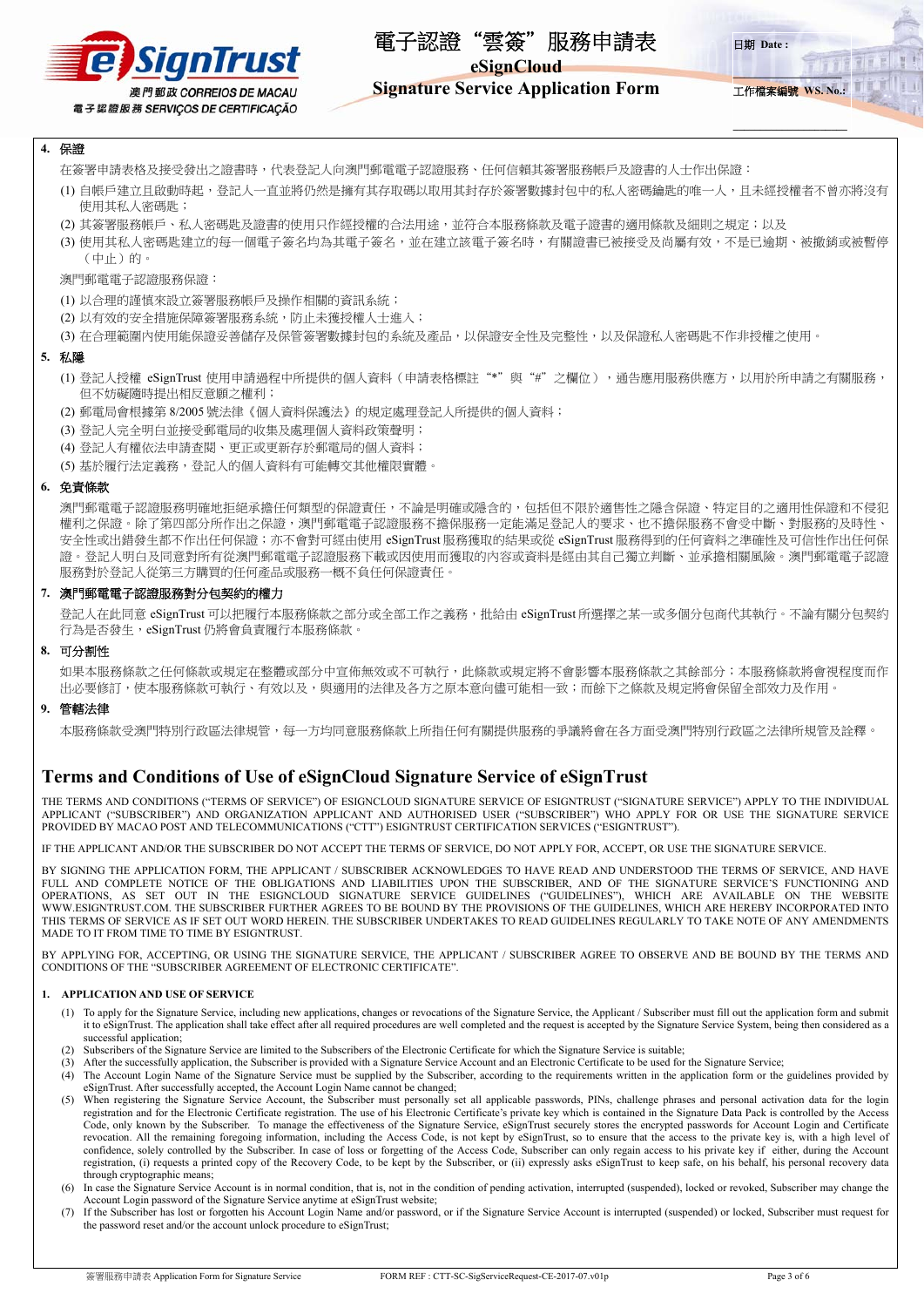## 4. 保證

在簽署申請表格及接受發出之證書時，代表登記人向澳門郵電電子認證服務、任何信賴其簽署服務帳戶及證書的人士作出保證：

(1) 自帳戶建立且啟動時起，登記人一直並將仍然是擁有其存取碼以取用其封存於簽署數據封包中的私人密碼鑰匙的唯一人，且未經授權者不曾亦將沒有使用其私人密碼匙；

(2) 其簽署服務帳戶、私人密碼匙及證書的使用只作經授權的合法用途，並符合本服務條款及電子證書的適用條款及細則之規定；以及

(3) 使用其私人密碼匙建立的每一個電子簽名均為其電子簽名，並在建立該電子簽名時，有關證書已被接受及尚屬有效，不是已逾期、被撤銷或被暫停（中止）的。

澳門郵電電子認證服務保證：

(1) 以合理的謹慎來設立簽署服務帳戶及操作相關的資訊系統；

(2) 以有效的安全措施保障簽署服務系統，防止未獲授權人士進入；

(3) 在合理範圍內使用能保證妥善儲存及保管簽署數據封包的系統及產品，以保證安全性及完整性，以及保證私人密碼匙不作非授權之使用。

## 5. 私隱

(1) 登記人授權 eSignTrust 使用申請過程中所提供的個人資料（申請表格標註“*”與“#”之欄位），通告應用服務供應方，以用於所申請之有關服務，但不妨礙隨時提出相反意願之權利；

(2) 郵電局會根據第 8/2005 號法律《個人資料保護法》的規定處理登記人所提供的個人資料；

(3) 登記人完全明白並接受郵電局的收集及處理個人資料政策聲明；

(4) 登記人有權依法申請查閱、更正或更新存於郵電局的個人資料；

(5) 基於履行法定義務，登記人的個人資料有可能轉交其他權限實體。

## 6. 免責條款

澳門郵電電子認證服務明確地拒絕承擔任何類型的保證責任，不論是明確或隱含的，包括但不限於適售性之隱含保證、特定目的之適用性保證和不侵犯權利之保證。除了第四部分所作出之保證，澳門郵電電子認證服務不擔保服務一定能滿足登記人的要求、也不擔保服務不會受中斷、對服務的及時性、安全性或出錯發生都不作出任何保證；亦不會對可經由使用 eSignTrust 服務獲取的結果或從 eSignTrust 服務得到的任何資料之準確性及可信性作出任何保證。登記人明白及同意對所有從澳門郵電電子認證服務下載或因使用而獲取的內容或資料是經由其自己獨立判斷、並承擔相關風險。澳門郵電電子認證服務對於登記人從第三方購買的任何產品或服務一概不負任何保證責任。

## 7. 澳門郵電電子認證服務對分包契約的權力

登記人在此同意 eSignTrust 可以把履行本服務條款之部分或全部工作之義務，批給由 eSignTrust 所選擇之某一或多個分包商代其執行。不論有關分包契約行為是否發生，eSignTrust 仍將會負責履行本服務條款。

## 8. 可分割性

如果本服務條款之任何條款或規定在整體或部分中宣佈無效或不可執行，此條款或規定將不會影響本服務條款之其餘部分；本服務條款將會視程度而作出必要修訂，使本服務條款可執行、有效以及，與適用的法律及各方之原本意向儘可能相一致；而餘下之條款及規定將會保留全部效力及作用。

## 9. 管轄法律

本服務條款受澳門特別行政區法律規管，每一方均同意服務條款上所指任何有關提供服務的爭議將會在各方面受澳門特別行政區之法律所規管及詮釋。

# Terms and Conditions of Use of eSignCloud Signature Service of eSignTrust

THE TERMS AND CONDITIONS ("TERMS OF SERVICE") OF ESIGNCLOUD SIGNATURE SERVICE OF ESIGNTRUST ("SIGNATURE SERVICE") APPLY TO THE INDIVIDUAL APPLICANT ("SUBSCRIBER") AND ORGANIZATION APPLICANT AND AUTHORISED USER ("SUBSCRIBER") WHO APPLY FOR OR USE THE SIGNATURE SERVICE PROVIDED BY MACAO POST AND TELECOMMUNICATIONS ("CTT") ESIGNTRUST CERTIFICATION SERVICES ("ESIGNTRUST").

IF THE APPLICANT AND/OR THE SUBSCRIBER DO NOT ACCEPT THE TERMS OF SERVICE, DO NOT APPLY FOR, ACCEPT, OR USE THE SIGNATURE SERVICE.

BY SIGNING THE APPLICATION FORM, THE APPLICANT / SUBSCRIBER ACKNOWLEDGES TO HAVE READ AND UNDERSTOOD THE TERMS OF SERVICE, AND HAVE FULL AND COMPLETE NOTICE OF THE OBLIGATIONS AND LIABILITIES UPON THE SUBSCRIBER, AND OF THE SIGNATURE SERVICE'S FUNCTIONING AND OPERATIONS, AS SET OUT IN THE ESIGNCLOUD SIGNATURE SERVICE GUIDELINES ("GUIDELINES"), WHICH ARE AVAILABLE ON THE WEBSITE WWW.ESIGNTRUST.COM. THE SUBSCRIBER FURTHER AGREES TO BE BOUND BY THE PROVISIONS OF THE GUIDELINES, WHICH ARE HEREBY INCORPORATED INTO THIS TERMS OF SERVICE AS IF SET OUT WORD HEREIN. THE SUBSCRIBER UNDERTAKES TO READ GUIDELINES REGULARLY TO TAKE NOTE OF ANY AMENDMENTS MADE TO IT FROM TIME TO TIME BY ESIGNTRUST.

BY APPLYING FOR, ACCEPTING, OR USING THE SIGNATURE SERVICE, THE APPLICANT / SUBSCRIBER AGREE TO OBSERVE AND BE BOUND BY THE TERMS AND CONDITIONS OF THE "SUBSCRIBER AGREEMENT OF ELECTRONIC CERTIFICATE".

## 1. APPLICATION AND USE OF SERVICE

(1) To apply for the Signature Service, including new applications, changes or revocations of the Signature Service, the Applicant / Subscriber must fill out the application form and submit it to eSignTrust. The application shall take effect after all required procedures are well completed and the request is accepted by the Signature Service System, being then considered as a successful application;

(2) Subscribers of the Signature Service are limited to the Subscribers of the Electronic Certificate for which the Signature Service is suitable;

(3) After the successfully application, the Subscriber is provided with a Signature Service Account and an Electronic Certificate to be used for the Signature Service;

(4) The Account Login Name of the Signature Service must be supplied by the Subscriber, according to the requirements written in the application form or the guidelines provided by eSignTrust. After successfully accepted, the Account Login Name cannot be changed;

(5) When registering the Signature Service Account, the Subscriber must personally set all applicable passwords, PINs, challenge phrases and personal activation data for the login registration and for the Electronic Certificate registration. The use of his Electronic Certificate's private key which is contained in the Signature Data Pack is controlled by the Access Code, only known by the Subscriber. To manage the effectiveness of the Signature Service, eSignTrust securely stores the encrypted passwords for Account Login and Certificate revocation. All the remaining foregoing information, including the Access Code, is not kept by eSignTrust, so to ensure that the access to the private key is, with a high level of confidence, solely controlled by the Subscriber. In case of loss or forgetting of the Access Code, Subscriber can only regain access to his private key if either, during the Account registration, (i) requests a printed copy of the Recovery Code, to be kept by the Subscriber, or (ii) expressly asks eSignTrust to keep safe, on his behalf, his personal recovery data through cryptographic means;

(6) In case the Signature Service Account is in normal condition, that is, not in the condition of pending activation, interrupted (suspended), locked or revoked, Subscriber may change the Account Login password of the Signature Service anytime at eSignTrust website;

(7) If the Subscriber has lost or forgotten his Account Login Name and/or password, or if the Signature Service Account is interrupted (suspended) or locked, Subscriber must request for the password reset and/or the account unlock procedure to eSignTrust;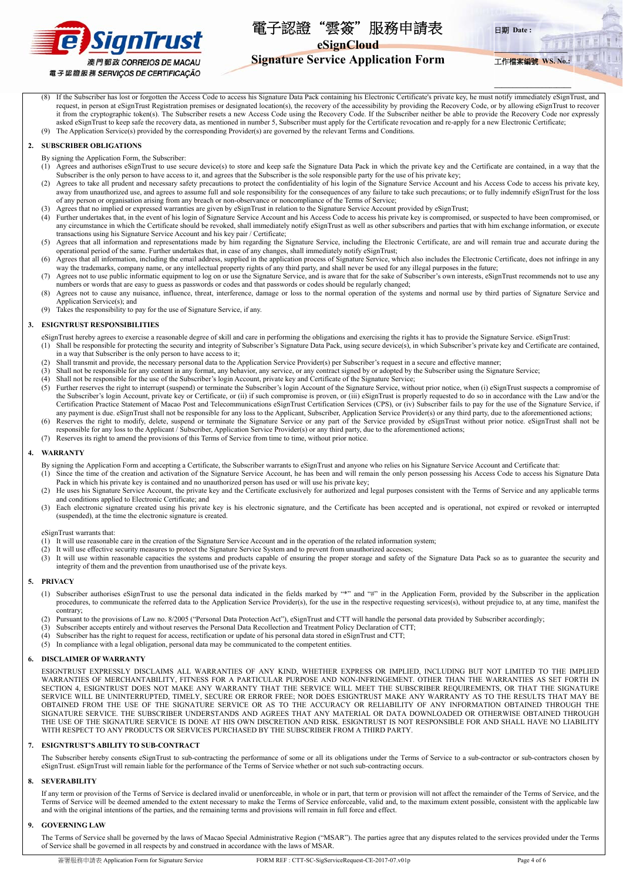(8) If the Subscriber has lost or forgotten the Access Code to access his Signature Data Pack containing his Electronic Certificate's private key, he must notify immediately eSignTrust, and request, in person at eSignTrust Registration premises or designated location(s), the recovery of the accessibility by providing the Recovery Code, or by allowing eSignTrust to recover it from the cryptographic token(s). The Subscriber resets a new Access Code using the Recovery Code. If the Subscriber neither be able to provide the Recovery Code nor expressly asked eSignTrust to keep safe the recovery data, as mentioned in number 5, Subscriber must apply for the Certificate revocation and re-apply for a new Electronic Certificate;

(9) The Application Service(s) provided by the corresponding Provider(s) are governed by the relevant Terms and Conditions.

## 2. SUBSCRIBER OBLIGATIONS

By signing the Application Form, the Subscriber:

(1) Agrees and authorises eSignTrust to use secure device(s) to store and keep safe the Signature Data Pack in which the private key and the Certificate are contained, in a way that the Subscriber is the only person to have access to it, and agrees that the Subscriber is the sole responsible party for the use of his private key;

(2) Agrees to take all prudent and necessary safety precautions to protect the confidentiality of his login of the Signature Service Account and his Access Code to access his private key, away from unauthorized use, and agrees to assume full and sole responsibility for the consequences of any failure to take such precautions; or to fully indemnify eSignTrust for the loss of any person or organisation arising from any breach or non-observance or noncompliance of the Terms of Service;

(3) Agrees that no implied or expressed warranties are given by eSignTrust in relation to the Signature Service Account provided by eSignTrust;

(4) Further undertakes that, in the event of his login of Signature Service Account and his Access Code to access his private key is compromised, or suspected to have been compromised, or any circumstance in which the Certificate should be revoked, shall immediately notify eSignTrust as well as other subscribers and parties that with him exchange information, or execute transactions using his Signature Service Account and his key pair / Certificate;

(5) Agrees that all information and representations made by him regarding the Signature Service, including the Electronic Certificate, are and will remain true and accurate during the operational period of the same. Further undertakes that, in case of any changes, shall immediately notify eSignTrust;

(6) Agrees that all information, including the email address, supplied in the application process of Signature Service, which also includes the Electronic Certificate, does not infringe in any way the trademarks, company name, or any intellectual property rights of any third party, and that shall never be used for any illegal purposes in the future;

(7) Agrees not to use public informatic equipment to log on or use the Signature Service, and is aware that for the sake of Subscriber's own interests, eSignTrust recommends not to use any numbers or words that are easy to guess as passwords or codes and that passwords or codes should be regularly changed;

(8) Agrees not to cause any nuisance, influence, threat, interference, damage or loss to the normal operation of the systems and normal use by third parties of Signature Service and Application Service(s); and

(9) Takes the responsibility to pay for the use of Signature Service, if any.

## 3. ESIGNTRUST RESPONSIBILITIES

eSignTrust hereby agrees to exercise a reasonable degree of skill and care in performing the obligations and exercising the rights it has to provide the Signature Service. eSignTrust:

(1) Shall be responsible for protecting the security and integrity of Subscriber's Signature Data Pack, using secure device(s), in which Subscriber's private key and Certificate are contained, in a way that Subscriber is the only person to have access to it;

(2) Shall transmit and provide, the necessary personal data to the Application Service Provider(s) per Subscriber's request in a secure and effective manner;

(3) Shall not be responsible for any content in any format, any behavior, any service, or any contract signed by or adopted by the Subscriber using the Signature Service;

(4) Shall not be responsible for the use of the Subscriber's login Account, private key and Certificate of the Signature Service;

(5) Further reserves the right to interrupt (suspend) or terminate the Subscriber's login Account of the Signature Service, without prior notice, when (i) eSignTrust suspects a compromise of the Subscriber's login Account, private key or Certificate, or (ii) if such compromise is proven, or (iii) eSignTrust is properly requested to do so in accordance with the Law and/or the Certification Practice Statement of Macao Post and Telecommunications eSignTrust Certification Services (CPS), or (iv) Subscriber fails to pay for the use of the Signature Service, if any payment is due. eSignTrust shall not be responsible for any loss to the Applicant, Subscriber, Application Service Provider(s) or any third party, due to the aforementioned actions;

(6) Reserves the right to modify, delete, suspend or terminate the Signature Service or any part of the Service provided by eSignTrust without prior notice. eSignTrust shall not be responsible for any loss to the Applicant / Subscriber, Application Service Provider(s) or any third party, due to the aforementioned actions;

(7) Reserves its right to amend the provisions of this Terms of Service from time to time, without prior notice.

## 4. WARRANTY

By signing the Application Form and accepting a Certificate, the Subscriber warrants to eSignTrust and anyone who relies on his Signature Service Account and Certificate that:

(1) Since the time of the creation and activation of the Signature Service Account, he has been and will remain the only person possessing his Access Code to access his Signature Data Pack in which his private key is contained and no unauthorized person has used or will use his private key;

(2) He uses his Signature Service Account, the private key and the Certificate exclusively for authorized and legal purposes consistent with the Terms of Service and any applicable terms and conditions applied to Electronic Certificate; and

(3) Each electronic signature created using his private key is his electronic signature, and the Certificate has been accepted and is operational, not expired or revoked or interrupted (suspended), at the time the electronic signature is created.

eSignTrust warrants that:

(1) It will use reasonable care in the creation of the Signature Service Account and in the operation of the related information system;

(2) It will use effective security measures to protect the Signature Service System and to prevent from unauthorized accesses;

(3) It will use within reasonable capacities the systems and products capable of ensuring the proper storage and safety of the Signature Data Pack so as to guarantee the security and integrity of them and the prevention from unauthorised use of the private keys.

## 5. PRIVACY

(1) Subscriber authorises eSignTrust to use the personal data indicated in the fields marked by "*" and "#" in the Application Form, provided by the Subscriber in the application procedures, to communicate the referred data to the Application Service Provider(s), for the use in the respective requesting services(s), without prejudice to, at any time, manifest the contrary;

(2) Pursuant to the provisions of Law no. 8/2005 ("Personal Data Protection Act"), eSignTrust and CTT will handle the personal data provided by Subscriber accordingly;

(3) Subscriber accepts entirely and without reserves the Personal Data Recollection and Treatment Policy Declaration of CTT;

(4) Subscriber has the right to request for access, rectification or update of his personal data stored in eSignTrust and CTT;

(5) In compliance with a legal obligation, personal data may be communicated to the competent entities.

## 6. DISCLAIMER OF WARRANTY

ESIGNTRUST EXPRESSLY DISCLAIMS ALL WARRANTIES OF ANY KIND, WHETHER EXPRESS OR IMPLIED, INCLUDING BUT NOT LIMITED TO THE IMPLIED WARRANTIES OF MERCHANTABILITY, FITNESS FOR A PARTICULAR PURPOSE AND NON-INFRINGEMENT. OTHER THAN THE WARRANTIES AS SET FORTH IN SECTION 4, ESIGNTRUST DOES NOT MAKE ANY WARRANTY THAT THE SERVICE WILL MEET THE SUBSCRIBER REQUIREMENTS, OR THAT THE SIGNATURE SERVICE WILL BE UNINTERRUPTED, TIMELY, SECURE OR ERROR FREE; NOR DOES ESIGNTRUST MAKE ANY WARRANTY AS TO THE RESULTS THAT MAY BE OBTAINED FROM THE USE OF THE SIGNATURE SERVICE OR AS TO THE ACCURACY OR RELIABILITY OF ANY INFORMATION OBTAINED THROUGH THE SIGNATURE SERVICE. THE SUBSCRIBER UNDERSTANDS AND AGREES THAT ANY MATERIAL OR DATA DOWNLOADED OR OTHERWISE OBTAINED THROUGH THE USE OF THE SIGNATURE SERVICE IS DONE AT HIS OWN DISCRETION AND RISK. ESIGNTRUST IS NOT RESPONSIBLE FOR AND SHALL HAVE NO LIABILITY WITH RESPECT TO ANY PRODUCTS OR SERVICES PURCHASED BY THE SUBSCRIBER FROM A THIRD PARTY.

## 7. ESIGNTRUST'S ABILITY TO SUB-CONTRACT

The Subscriber hereby consents eSignTrust to sub-contracting the performance of some or all its obligations under the Terms of Service to a sub-contractor or sub-contractors chosen by eSignTrust. eSignTrust will remain liable for the performance of the Terms of Service whether or not such sub-contracting occurs.

## 8. SEVERABILITY

If any term or provision of the Terms of Service is declared invalid or unenforceable, in whole or in part, that term or provision will not affect the remainder of the Terms of Service, and the Terms of Service will be deemed amended to the extent necessary to make the Terms of Service enforceable, valid and, to the maximum extent possible, consistent with the applicable law and with the original intentions of the parties, and the remaining terms and provisions will remain in full force and effect.

## 9. GOVERNING LAW

The Terms of Service shall be governed by the laws of Macao Special Administrative Region ("MSAR"). The parties agree that any disputes related to the services provided under the Terms of Service shall be governed in all respects by and construed in accordance with the laws of MSAR.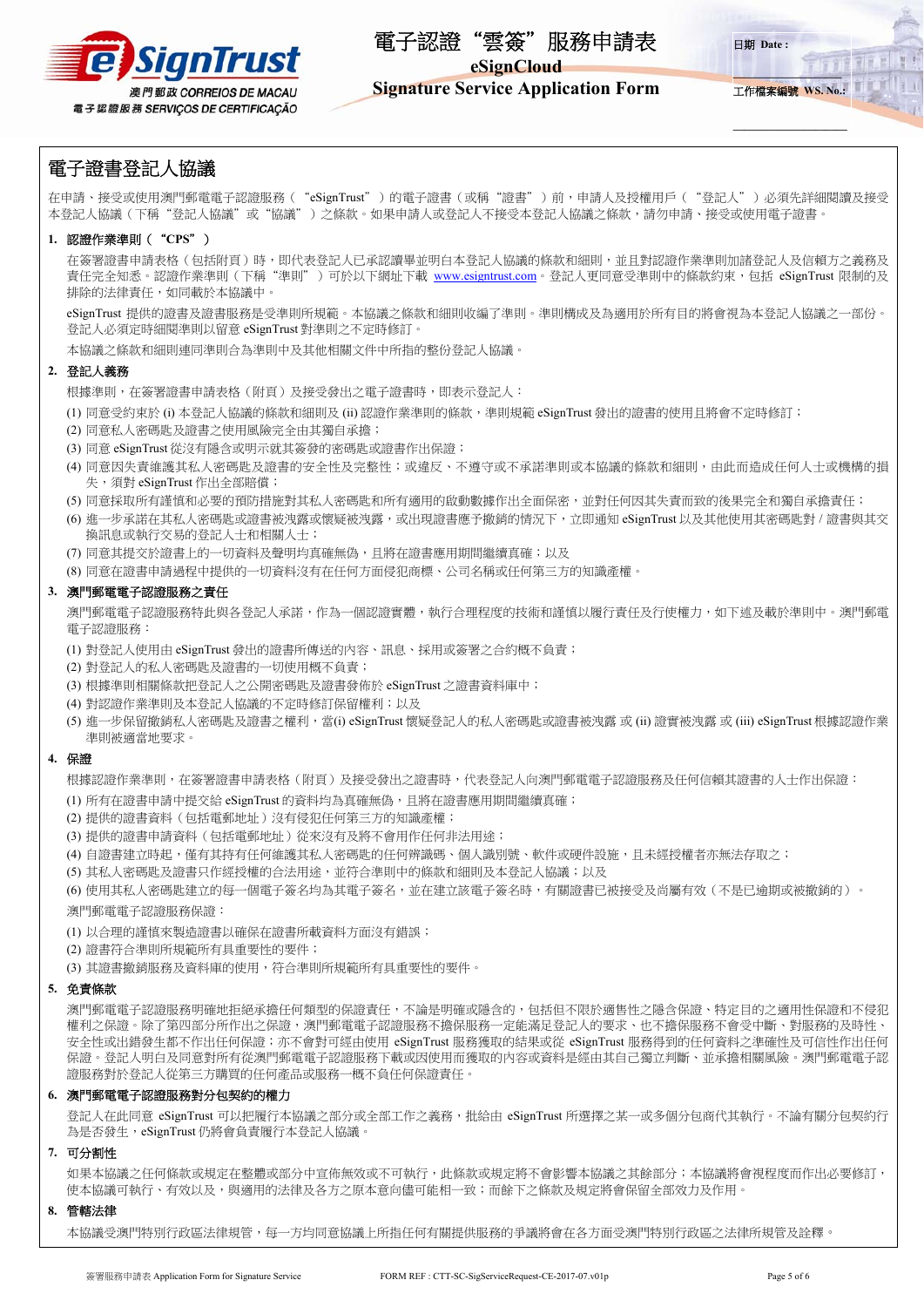# 電子認證“雲簽”服務申請表

**eSignCloud**

**Signature Service Application Form**

日期 Date :

工作檔案編號 WS. No.:

## 電子證書登記人協議

在申請、接受或使用澳門郵電電子認證服務（“eSignTrust”）的電子證書（或稱“證書”）前，申請人及授權用戶（“登記人”）必須先詳細閱讀及接受本登記人協議（下稱“登記人協議”或“協議”）之條款。如果申請人或登記人不接受本登記人協議之條款，請勿申請、接受或使用電子證書。

**1. 認證作業準則（“CPS”）**

在簽署證書申請表格（包括附頁）時，即代表登記人已承認讀畢並明白本登記人協議的條款和細則，並且對認證作業準則加諸登記人及信賴方之義務及責任完全知悉。認證作業準則（下稱“準則”）可於以下網址下載 www.esigntrust.com。登記人更同意受準則中的條款約束，包括 eSignTrust 限制的及排除的法律責任，如同載於本協議中。

eSignTrust 提供的證書及證書服務是受準則所規範。本協議之條款和細則收編了準則。準則構成及為適用於所有目的將會視為本登記人協議之一部份。登記人必須定時細閱準則以留意 eSignTrust 對準則之不定時修訂。

本協議之條款和細則連同準則合為準則中及其他相關文件中所指的整份登記人協議。

**2. 登記人義務**

根據準則，在簽署證書申請表格（附頁）及接受發出之電子證書時，即表示登記人：

(1) 同意受約束於 (i) 本登記人協議的條款和細則及 (ii) 認證作業準則的條款，準則規範 eSignTrust 發出的證書的使用且將會不定時修訂；
(2) 同意私人密碼匙及證書之使用風險完全由其獨自承擔；
(3) 同意 eSignTrust 從沒有隱含或明示就其簽發的密碼匙或證書作出保證；
(4) 同意因失責維護其私人密碼匙及證書的安全性及完整性；或違反、不遵守或不承諾準則或本協議的條款和細則，由此而造成任何人士或機構的損失，須對 eSignTrust 作出全部賠償；
(5) 同意採取所有謹慎和必要的預防措施對其私人密碼匙和所有適用的啟動數據作出全面保密，並對任何因其失責而致的後果完全和獨自承擔責任；
(6) 進一步承諾在其私人密碼匙或證書被洩露或懷疑被洩露，或出現證書應予撤銷的情況下，立即通知 eSignTrust 以及其他使用其密碼匙對 / 證書與其交換訊息或執行交易的登記人士和相關人士；
(7) 同意其提交於證書上的一切資料及聲明均真確無偽，且將在證書應用期間繼續真確；以及
(8) 同意在證書申請過程中提供的一切資料沒有在任何方面侵犯商標、公司名稱或任何第三方的知識產權。

**3. 澳門郵電電子認證服務之責任**

澳門郵電電子認證服務特此與各登記人承諾，作為一個認證實體，執行合理程度的技術和謹慎以履行責任及行使權力，如下述及載於準則中。澳門郵電電子認證服務：

(1) 對登記人使用由 eSignTrust 發出的證書所傳送的內容、訊息、採用或簽署之合約概不負責；
(2) 對登記人的私人密碼匙及證書的一切使用概不負責；
(3) 根據準則相關條款把登記人之公開密碼匙及證書發佈於 eSignTrust 之證書資料庫中；
(4) 對認證作業準則及本登記人協議的不定時修訂保留權利；以及
(5) 進一步保留撤銷私人密碼匙及證書之權利，當(i) eSignTrust 懷疑登記人的私人密碼匙或證書被洩露 或 (ii) 證實被洩露 或 (iii) eSignTrust 根據認證作業準則被適當地要求。

**4. 保證**

根據認證作業準則，在簽署證書申請表格（附頁）及接受發出之證書時，代表登記人向澳門郵電電子認證服務及任何信賴其證書的人士作出保證：

(1) 所有在證書申請中提交給 eSignTrust 的資料均為真確無偽，且將在證書應用期間繼續真確；
(2) 提供的證書資料（包括電郵地址）沒有侵犯任何第三方的知識產權；
(3) 提供的證書申請資料（包括電郵地址）從來沒有及將不會用作任何非法用途；
(4) 自證書建立時起，僅有其持有任何維護其私人密碼匙的任何辨識碼、個人識別號、軟件或硬件設施，且未經授權者亦無法存取之；
(5) 其私人密碼匙及證書只作經授權的合法用途，並符合準則中的條款和細則及本登記人協議；以及
(6) 使用其私人密碼匙建立的每一個電子簽名均為其電子簽名，並在建立該電子簽名時，有關證書已被接受及尚屬有效（不是已逾期或被撤銷的）。

澳門郵電電子認證服務保證：

(1) 以合理的謹慎來製造證書以確保在證書所載資料方面沒有錯誤；
(2) 證書符合準則所規範所有具重要性的要件；
(3) 其證書撤銷服務及資料庫的使用，符合準則所規範所有具重要性的要件。

**5. 免責條款**

澳門郵電電子認證服務明確地拒絕承擔任何類型的保證責任，不論是明確或隱含的，包括但不限於適售性之隱含保證、特定目的之適用性保證和不侵犯權利之保證。除了第四部分所作出之保證，澳門郵電電子認證服務不擔保服務一定能滿足登記人的要求、也不擔保服務不會受中斷、對服務的及時性、安全性或出錯發生都不作出任何保證；亦不會對可經由使用 eSignTrust 服務獲取的結果或從 eSignTrust 服務得到的任何資料之準確性及可信性作出任何保證。登記人明白及同意對所有從澳門郵電電子認證服務下載或因使用而獲取的內容或資料是經由其自己獨立判斷、並承擔相關風險。澳門郵電電子認證服務對於登記人從第三方購買的任何產品或服務一概不負任何保證責任。

**6. 澳門郵電電子認證服務對分包契約的權力**

登記人在此同意 eSignTrust 可以把履行本協議之部分或全部工作之義務，批給由 eSignTrust 所選擇之某一或多個分包商代其執行。不論有關分包契約行為是否發生，eSignTrust 仍將會負責履行本登記人協議。

**7. 可分割性**

如果本協議之任何條款或規定在整體或部分中宣佈無效或不可執行，此條款或規定將不會影響本協議之其餘部分；本協議將會視程度而作出必要修訂，使本協議可執行、有效以及，與適用的法律及各方之原本意向儘可能相一致；而餘下之條款及規定將會保留全部效力及作用。

**8. 管轄法律**

本協議受澳門特別行政區法律規管，每一方均同意協議上所指任何有關提供服務的爭議將會在各方面受澳門特別行政區之法律所規管及詮釋。

簽署服務申請表 Application Form for Signature Service　　FORM REF : CTT-SC-SigServiceRequest-CE-2017-07.v01p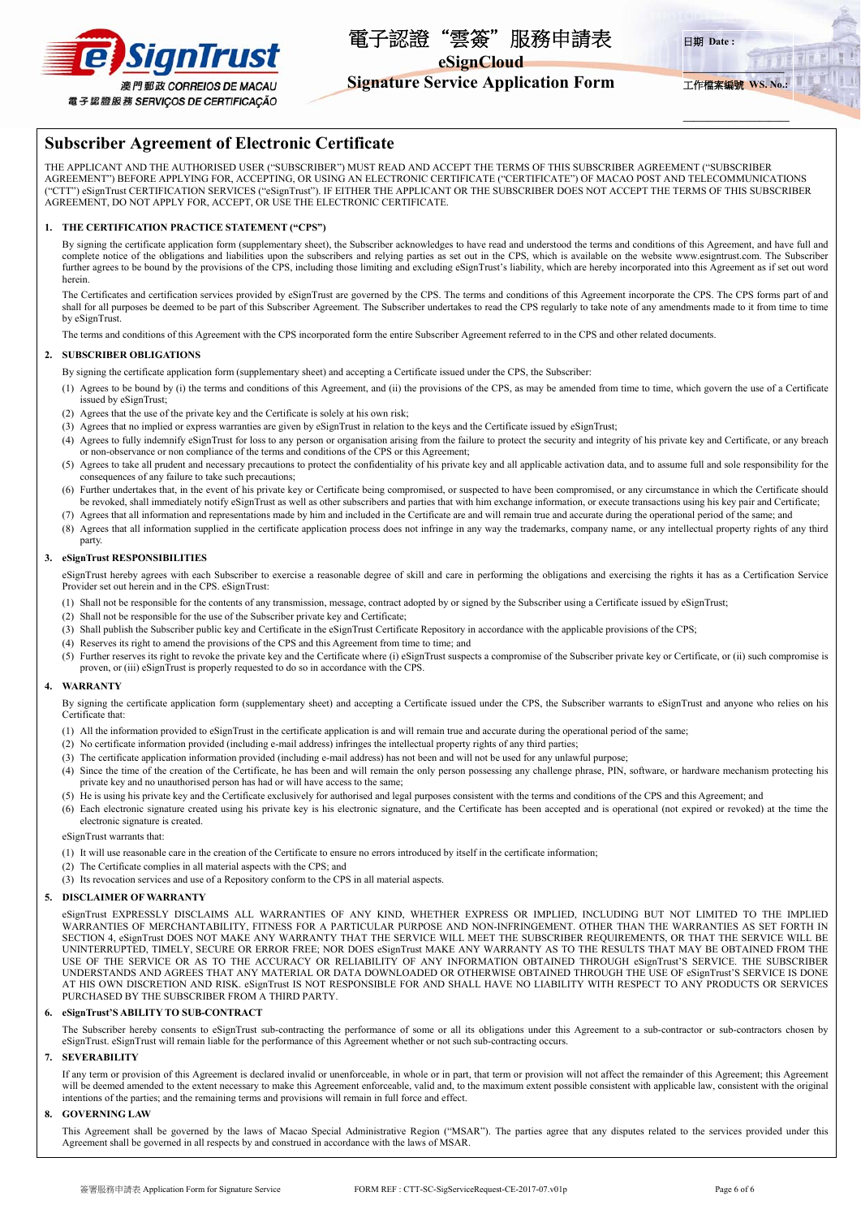電子認證"雲簽"服務申請表

eSignCloud

Signature Service Application Form

日期 Date :

工作檔案編號 WS. No.:

## Subscriber Agreement of Electronic Certificate

THE APPLICANT AND THE AUTHORISED USER ("SUBSCRIBER") MUST READ AND ACCEPT THE TERMS OF THIS SUBSCRIBER AGREEMENT ("SUBSCRIBER AGREEMENT") BEFORE APPLYING FOR, ACCEPTING, OR USING AN ELECTRONIC CERTIFICATE ("CERTIFICATE") OF MACAO POST AND TELECOMMUNICATIONS ("CTT") eSignTrust CERTIFICATION SERVICES ("eSignTrust"). IF EITHER THE APPLICANT OR THE SUBSCRIBER DOES NOT ACCEPT THE TERMS OF THIS SUBSCRIBER AGREEMENT, DO NOT APPLY FOR, ACCEPT, OR USE THE ELECTRONIC CERTIFICATE.

### 1. THE CERTIFICATION PRACTICE STATEMENT ("CPS")

By signing the certificate application form (supplementary sheet), the Subscriber acknowledges to have read and understood the terms and conditions of this Agreement, and have full and complete notice of the obligations and liabilities upon the subscribers and relying parties as set out in the CPS, which is available on the website www.esigntrust.com. The Subscriber further agrees to be bound by the provisions of the CPS, including those limiting and excluding eSignTrust's liability, which are hereby incorporated into this Agreement as if set out word herein.

The Certificates and certification services provided by eSignTrust are governed by the CPS. The terms and conditions of this Agreement incorporate the CPS. The CPS forms part of and shall for all purposes be deemed to be part of this Subscriber Agreement. The Subscriber undertakes to read the CPS regularly to take note of any amendments made to it from time to time by eSignTrust.

The terms and conditions of this Agreement with the CPS incorporated form the entire Subscriber Agreement referred to in the CPS and other related documents.

### 2. SUBSCRIBER OBLIGATIONS

By signing the certificate application form (supplementary sheet) and accepting a Certificate issued under the CPS, the Subscriber:

(1) Agrees to be bound by (i) the terms and conditions of this Agreement, and (ii) the provisions of the CPS, as may be amended from time to time, which govern the use of a Certificate issued by eSignTrust;

(2) Agrees that the use of the private key and the Certificate is solely at his own risk;

(3) Agrees that no implied or express warranties are given by eSignTrust in relation to the keys and the Certificate issued by eSignTrust;

(4) Agrees to fully indemnify eSignTrust for loss to any person or organisation arising from the failure to protect the security and integrity of his private key and Certificate, or any breach or non-observance or non compliance of the terms and conditions of the CPS or this Agreement;

(5) Agrees to take all prudent and necessary precautions to protect the confidentiality of his private key and all applicable activation data, and to assume full and sole responsibility for the consequences of any failure to take such precautions;

(6) Further undertakes that, in the event of his private key or Certificate being compromised, or suspected to have been compromised, or any circumstance in which the Certificate should be revoked, shall immediately notify eSignTrust as well as other subscribers and parties that with him exchange information, or execute transactions using his key pair and Certificate;

(7) Agrees that all information and representations made by him and included in the Certificate are and will remain true and accurate during the operational period of the same; and

(8) Agrees that all information supplied in the certificate application process does not infringe in any way the trademarks, company name, or any intellectual property rights of any third party.

### 3. eSignTrust RESPONSIBILITIES

eSignTrust hereby agrees with each Subscriber to exercise a reasonable degree of skill and care in performing the obligations and exercising the rights it has as a Certification Service Provider set out herein and in the CPS. eSignTrust:

(1) Shall not be responsible for the contents of any transmission, message, contract adopted by or signed by the Subscriber using a Certificate issued by eSignTrust;

(2) Shall not be responsible for the use of the Subscriber private key and Certificate;

(3) Shall publish the Subscriber public key and Certificate in the eSignTrust Certificate Repository in accordance with the applicable provisions of the CPS;

(4) Reserves its right to amend the provisions of the CPS and this Agreement from time to time; and

(5) Further reserves its right to revoke the private key and the Certificate where (i) eSignTrust suspects a compromise of the Subscriber private key or Certificate, or (ii) such compromise is proven, or (iii) eSignTrust is properly requested to do so in accordance with the CPS.

### 4. WARRANTY

By signing the certificate application form (supplementary sheet) and accepting a Certificate issued under the CPS, the Subscriber warrants to eSignTrust and anyone who relies on his Certificate that:

(1) All the information provided to eSignTrust in the certificate application is and will remain true and accurate during the operational period of the same;

(2) No certificate information provided (including e-mail address) infringes the intellectual property rights of any third parties;

(3) The certificate application information provided (including e-mail address) has not been and will not be used for any unlawful purpose;

(4) Since the time of the creation of the Certificate, he has been and will remain the only person possessing any challenge phrase, PIN, software, or hardware mechanism protecting his private key and no unauthorised person has had or will have access to the same;

(5) He is using his private key and the Certificate exclusively for authorised and legal purposes consistent with the terms and conditions of the CPS and this Agreement; and

(6) Each electronic signature created using his private key is his electronic signature, and the Certificate has been accepted and is operational (not expired or revoked) at the time the electronic signature is created.

eSignTrust warrants that:

(1) It will use reasonable care in the creation of the Certificate to ensure no errors introduced by itself in the certificate information;

(2) The Certificate complies in all material aspects with the CPS; and

(3) Its revocation services and use of a Repository conform to the CPS in all material aspects.

### 5. DISCLAIMER OF WARRANTY

eSignTrust EXPRESSLY DISCLAIMS ALL WARRANTIES OF ANY KIND, WHETHER EXPRESS OR IMPLIED, INCLUDING BUT NOT LIMITED TO THE IMPLIED WARRANTIES OF MERCHANTABILITY, FITNESS FOR A PARTICULAR PURPOSE AND NON-INFRINGEMENT. OTHER THAN THE WARRANTIES AS SET FORTH IN SECTION 4, eSignTrust DOES NOT MAKE ANY WARRANTY THAT THE SERVICE WILL MEET THE SUBSCRIBER REQUIREMENTS, OR THAT THE SERVICE WILL BE UNINTERRUPTED, TIMELY, SECURE OR ERROR FREE; NOR DOES eSignTrust MAKE ANY WARRANTY AS TO THE RESULTS THAT MAY BE OBTAINED FROM THE USE OF THE SERVICE OR AS TO THE ACCURACY OR RELIABILITY OF ANY INFORMATION OBTAINED THROUGH eSignTrust'S SERVICE. THE SUBSCRIBER UNDERSTANDS AND AGREES THAT ANY MATERIAL OR DATA DOWNLOADED OR OTHERWISE OBTAINED THROUGH THE USE OF eSignTrust'S SERVICE IS DONE AT HIS OWN DISCRETION AND RISK. eSignTrust IS NOT RESPONSIBLE FOR AND SHALL HAVE NO LIABILITY WITH RESPECT TO ANY PRODUCTS OR SERVICES PURCHASED BY THE SUBSCRIBER FROM A THIRD PARTY.

### 6. eSignTrust'S ABILITY TO SUB-CONTRACT

The Subscriber hereby consents to eSignTrust sub-contracting the performance of some or all its obligations under this Agreement to a sub-contractor or sub-contractors chosen by eSignTrust. eSignTrust will remain liable for the performance of this Agreement whether or not such sub-contracting occurs.

### 7. SEVERABILITY

If any term or provision of this Agreement is declared invalid or unenforceable, in whole or in part, that term or provision will not affect the remainder of this Agreement; this Agreement will be deemed amended to the extent necessary to make this Agreement enforceable, valid and, to the maximum extent possible consistent with applicable law, consistent with the original intentions of the parties; and the remaining terms and provisions will remain in full force and effect.

### 8. GOVERNING LAW

This Agreement shall be governed by the laws of Macao Special Administrative Region ("MSAR"). The parties agree that any disputes related to the services provided under this Agreement shall be governed in all respects by and construed in accordance with the laws of MSAR.